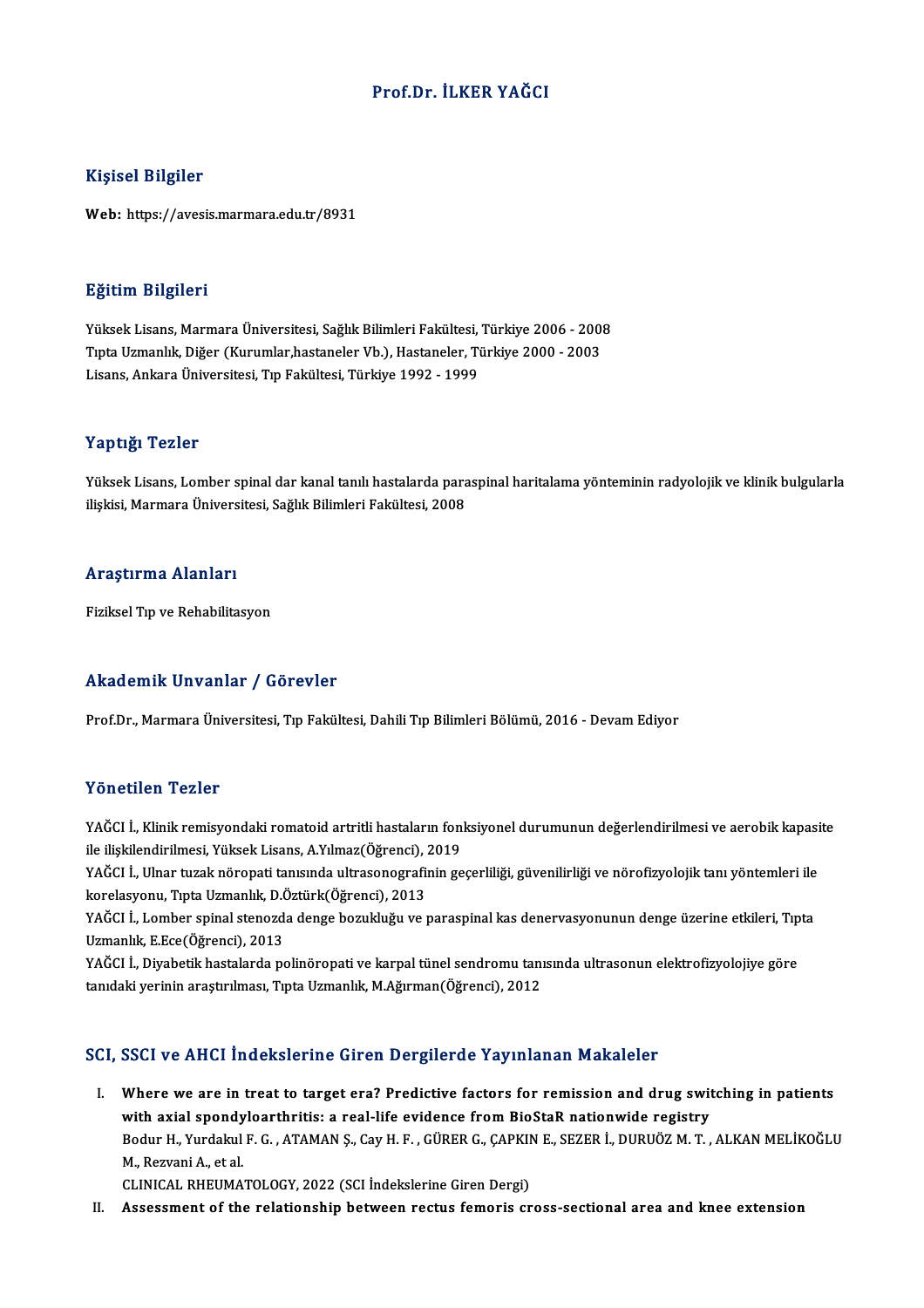# Prof.Dr. İLKER YAĞCI

## Kişisel Bilgiler

**Web:** https://avesis.marmara.edu.tr/8931

## Eğitim Bilgileri

Yüksek Lisans, Marmara Üniversitesi, Sağlık Bilimleri Fakültesi, Türkiye 2006 - 2008
Tıpta Uzmanlık, Diğer (Kurumlar,hastaneler Vb.), Hastaneler, Türkiye 2000 - 2003
Lisans, Ankara Üniversitesi, Tıp Fakültesi, Türkiye 1992 - 1999

## Yaptığı Tezler

Yüksek Lisans, Lomber spinal dar kanal tanılı hastalarda paraspinal haritalama yönteminin radyolojik ve klinik bulgularla ilişkisi, Marmara Üniversitesi, Sağlık Bilimleri Fakültesi, 2008

## Araştırma Alanları

Fiziksel Tıp ve Rehabilitasyon

## Akademik Unvanlar / Görevler

Prof.Dr., Marmara Üniversitesi, Tıp Fakültesi, Dahili Tıp Bilimleri Bölümü, 2016 - Devam Ediyor

## Yönetilen Tezler

YAĞCI İ., Klinik remisyondaki romatoid artritli hastaların fonksiyonel durumunun değerlendirilmesi ve aerobik kapasite ile ilişkilendirilmesi, Yüksek Lisans, A.Yılmaz(Öğrenci), 2019

YAĞCI İ., Ulnar tuzak nöropati tanısında ultrasonografinin geçerliliği, güvenilirliği ve nörofizyolojik tanı yöntemleri ile korelasyonu, Tıpta Uzmanlık, D.Öztürk(Öğrenci), 2013

YAĞCI İ., Lomber spinal stenozda denge bozukluğu ve paraspinal kas denervasyonunun denge üzerine etkileri, Tıpta Uzmanlık, E.Ece(Öğrenci), 2013

YAĞCI İ., Diyabetik hastalarda polinöropati ve karpal tünel sendromu tanısında ultrasonun elektrofizyolojiye göre tanıdaki yerinin araştırılması, Tıpta Uzmanlık, M.Ağırman(Öğrenci), 2012

## SCI, SSCI ve AHCI İndekslerine Giren Dergilerde Yayınlanan Makaleler

I. **Where we are in treat to target era? Predictive factors for remission and drug switching in patients with axial spondyloarthritis: a real-life evidence from BioStaR nationwide registry**
   Bodur H., Yurdakul F. G. , ATAMAN Ş., Cay H. F. , GÜRER G., ÇAPKIN E., SEZER İ., DURUÖZ M. T. , ALKAN MELİKOĞLU M., Rezvani A., et al.
   CLINICAL RHEUMATOLOGY, 2022 (SCI İndekslerine Giren Dergi)

II. **Assessment of the relationship between rectus femoris cross-sectional area and knee extension**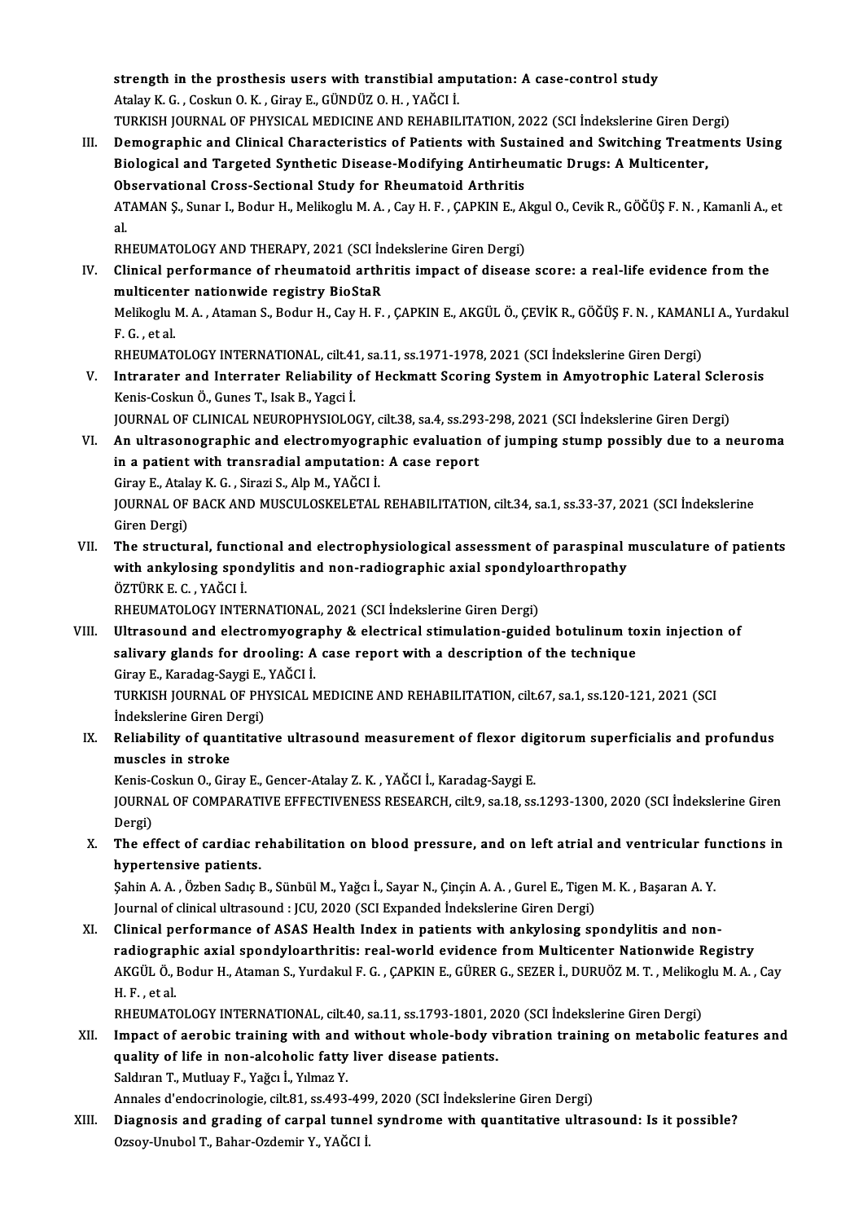strength in the prosthesis users with transtibial amputation: A case-control study
Atalay K. G. , Coskun O. K. , Giray E., GÜNDÜZ O. H. , YAĞCI İ.
TURKISH JOURNAL OF PHYSICAL MEDICINE AND REHABILITATION, 2022 (SCI İndekslerine Giren Dergi)

III. **Demographic and Clinical Characteristics of Patients with Sustained and Switching Treatments Using Biological and Targeted Synthetic Disease-Modifying Antirheumatic Drugs: A Multicenter, Observational Cross-Sectional Study for Rheumatoid Arthritis**
ATAMAN Ş., Sunar I., Bodur H., Melikoglu M. A. , Cay H. F. , ÇAPKIN E., Akgul O., Cevik R., GÖĞÜŞ F. N. , Kamanli A., et al.
RHEUMATOLOGY AND THERAPY, 2021 (SCI İndekslerine Giren Dergi)

IV. **Clinical performance of rheumatoid arthritis impact of disease score: a real-life evidence from the multicenter nationwide registry BioStaR**
Melikoglu M. A. , Ataman S., Bodur H., Cay H. F. , ÇAPKIN E., AKGÜL Ö., ÇEVİK R., GÖĞÜŞ F. N. , KAMANLI A., Yurdakul F. G. , et al.
RHEUMATOLOGY INTERNATIONAL, cilt.41, sa.11, ss.1971-1978, 2021 (SCI İndekslerine Giren Dergi)

V. **Intrarater and Interrater Reliability of Heckmatt Scoring System in Amyotrophic Lateral Sclerosis**
Kenis-Coskun Ö., Gunes T., Isak B., Yagci İ.
JOURNAL OF CLINICAL NEUROPHYSIOLOGY, cilt.38, sa.4, ss.293-298, 2021 (SCI İndekslerine Giren Dergi)

VI. **An ultrasonographic and electromyographic evaluation of jumping stump possibly due to a neuroma in a patient with transradial amputation: A case report**
Giray E., Atalay K. G. , Sirazi S., Alp M., YAĞCI İ.
JOURNAL OF BACK AND MUSCULOSKELETAL REHABILITATION, cilt.34, sa.1, ss.33-37, 2021 (SCI İndekslerine Giren Dergi)

VII. **The structural, functional and electrophysiological assessment of paraspinal musculature of patients with ankylosing spondylitis and non-radiographic axial spondyloarthropathy**
ÖZTÜRK E. C. , YAĞCI İ.
RHEUMATOLOGY INTERNATIONAL, 2021 (SCI İndekslerine Giren Dergi)

VIII. **Ultrasound and electromyography & electrical stimulation-guided botulinum toxin injection of salivary glands for drooling: A case report with a description of the technique**
Giray E., Karadag-Saygi E., YAĞCI İ.
TURKISH JOURNAL OF PHYSICAL MEDICINE AND REHABILITATION, cilt.67, sa.1, ss.120-121, 2021 (SCI İndekslerine Giren Dergi)

IX. **Reliability of quantitative ultrasound measurement of flexor digitorum superficialis and profundus muscles in stroke**
Kenis-Coskun O., Giray E., Gencer-Atalay Z. K. , YAĞCI İ., Karadag-Saygi E.
JOURNAL OF COMPARATIVE EFFECTIVENESS RESEARCH, cilt.9, sa.18, ss.1293-1300, 2020 (SCI İndekslerine Giren Dergi)

X. **The effect of cardiac rehabilitation on blood pressure, and on left atrial and ventricular functions in hypertensive patients.**
Şahin A. A. , Özben Sadıç B., Sünbül M., Yağcı İ., Sayar N., Çinçin A. A. , Gurel E., Tigen M. K. , Başaran A. Y.
Journal of clinical ultrasound : JCU, 2020 (SCI Expanded İndekslerine Giren Dergi)

XI. **Clinical performance of ASAS Health Index in patients with ankylosing spondylitis and non-radiographic axial spondyloarthritis: real-world evidence from Multicenter Nationwide Registry**
AKGÜL Ö., Bodur H., Ataman S., Yurdakul F. G. , ÇAPKIN E., GÜRER G., SEZER İ., DURUÖZ M. T. , Melikoglu M. A. , Cay H. F. , et al.
RHEUMATOLOGY INTERNATIONAL, cilt.40, sa.11, ss.1793-1801, 2020 (SCI İndekslerine Giren Dergi)

XII. **Impact of aerobic training with and without whole-body vibration training on metabolic features and quality of life in non-alcoholic fatty liver disease patients.**
Saldıran T., Mutluay F., Yağcı İ., Yılmaz Y.
Annales d'endocrinologie, cilt.81, ss.493-499, 2020 (SCI İndekslerine Giren Dergi)

XIII. **Diagnosis and grading of carpal tunnel syndrome with quantitative ultrasound: Is it possible?**
Ozsoy-Unubol T., Bahar-Ozdemir Y., YAĞCI İ.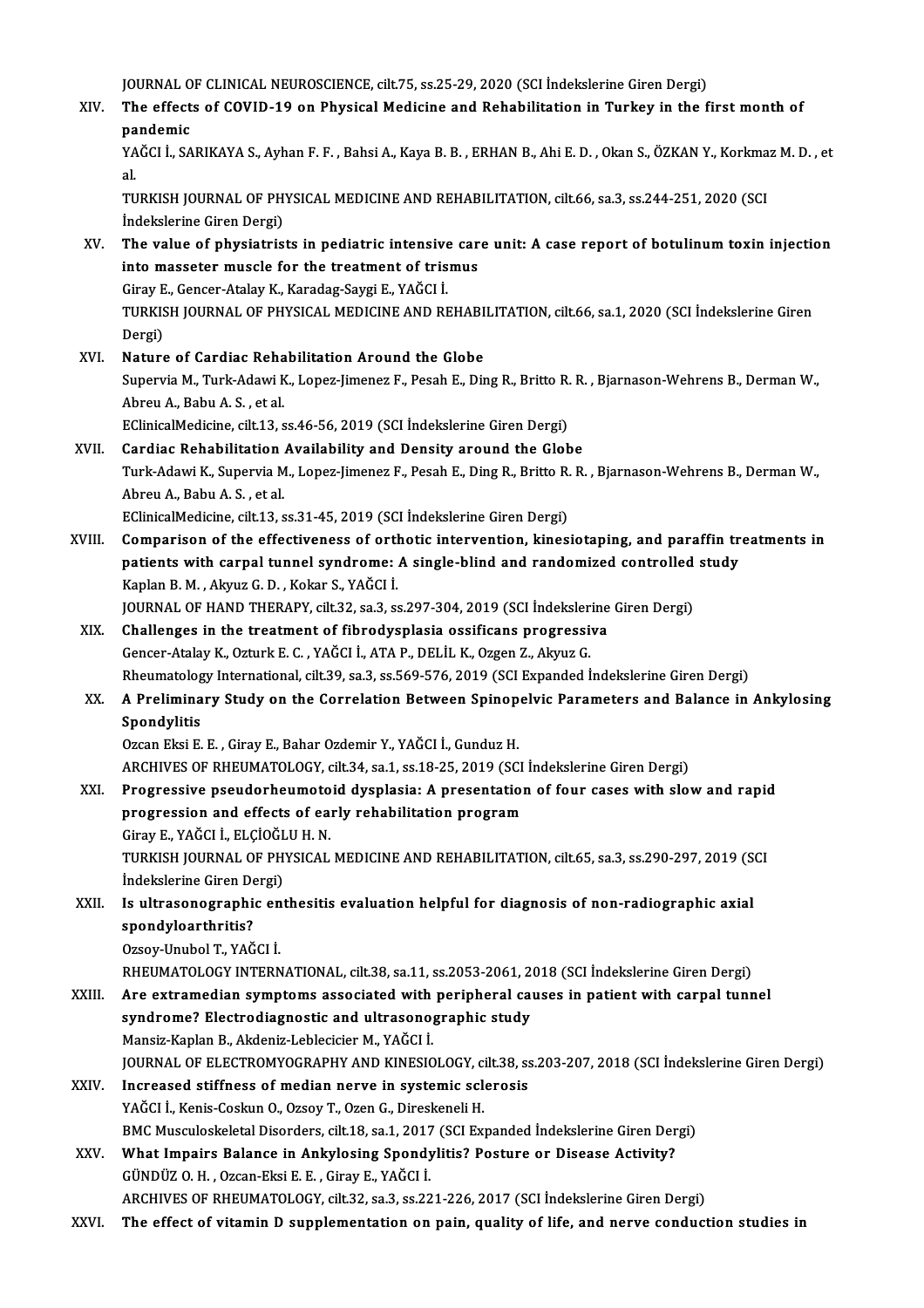JOURNAL OF CLINICAL NEUROSCIENCE, cilt.75, ss.25-29, 2020 (SCI İndekslerine Giren Dergi)

XIV. **The effects of COVID-19 on Physical Medicine and Rehabilitation in Turkey in the first month of pandemic**
YAĞCI İ., SARIKAYA S., Ayhan F. F. , Bahsi A., Kaya B. B. , ERHAN B., Ahi E. D. , Okan S., ÖZKAN Y., Korkmaz M. D. , et al.
TURKISH JOURNAL OF PHYSICAL MEDICINE AND REHABILITATION, cilt.66, sa.3, ss.244-251, 2020 (SCI İndekslerine Giren Dergi)

XV. **The value of physiatrists in pediatric intensive care unit: A case report of botulinum toxin injection into masseter muscle for the treatment of trismus**
Giray E., Gencer-Atalay K., Karadag-Saygi E., YAĞCI İ.
TURKISH JOURNAL OF PHYSICAL MEDICINE AND REHABILITATION, cilt.66, sa.1, 2020 (SCI İndekslerine Giren Dergi)

XVI. **Nature of Cardiac Rehabilitation Around the Globe**
Supervia M., Turk-Adawi K., Lopez-Jimenez F., Pesah E., Ding R., Britto R. R. , Bjarnason-Wehrens B., Derman W., Abreu A., Babu A. S. , et al.
EClinicalMedicine, cilt.13, ss.46-56, 2019 (SCI İndekslerine Giren Dergi)

XVII. **Cardiac Rehabilitation Availability and Density around the Globe**
Turk-Adawi K., Supervia M., Lopez-Jimenez F., Pesah E., Ding R., Britto R. R. , Bjarnason-Wehrens B., Derman W., Abreu A., Babu A. S. , et al.
EClinicalMedicine, cilt.13, ss.31-45, 2019 (SCI İndekslerine Giren Dergi)

XVIII. **Comparison of the effectiveness of orthotic intervention, kinesiotaping, and paraffin treatments in patients with carpal tunnel syndrome: A single-blind and randomized controlled study**
Kaplan B. M. , Akyuz G. D. , Kokar S., YAĞCI İ.
JOURNAL OF HAND THERAPY, cilt.32, sa.3, ss.297-304, 2019 (SCI İndekslerine Giren Dergi)

XIX. **Challenges in the treatment of fibrodysplasia ossificans progressiva**
Gencer-Atalay K., Ozturk E. C. , YAĞCI İ., ATA P., DELİL K., Ozgen Z., Akyuz G.
Rheumatology International, cilt.39, sa.3, ss.569-576, 2019 (SCI Expanded İndekslerine Giren Dergi)

XX. **A Preliminary Study on the Correlation Between Spinopelvic Parameters and Balance in Ankylosing Spondylitis**
Ozcan Eksi E. E. , Giray E., Bahar Ozdemir Y., YAĞCI İ., Gunduz H.
ARCHIVES OF RHEUMATOLOGY, cilt.34, sa.1, ss.18-25, 2019 (SCI İndekslerine Giren Dergi)

XXI. **Progressive pseudorheumotoid dysplasia: A presentation of four cases with slow and rapid progression and effects of early rehabilitation program**
Giray E., YAĞCI İ., ELÇİOĞLU H. N.
TURKISH JOURNAL OF PHYSICAL MEDICINE AND REHABILITATION, cilt.65, sa.3, ss.290-297, 2019 (SCI İndekslerine Giren Dergi)

XXII. **Is ultrasonographic enthesitis evaluation helpful for diagnosis of non-radiographic axial spondyloarthritis?**
Ozsoy-Unubol T., YAĞCI İ.
RHEUMATOLOGY INTERNATIONAL, cilt.38, sa.11, ss.2053-2061, 2018 (SCI İndekslerine Giren Dergi)

XXIII. **Are extramedian symptoms associated with peripheral causes in patient with carpal tunnel syndrome? Electrodiagnostic and ultrasonographic study**
Mansiz-Kaplan B., Akdeniz-Leblecicier M., YAĞCI İ.
JOURNAL OF ELECTROMYOGRAPHY AND KINESIOLOGY, cilt.38, ss.203-207, 2018 (SCI İndekslerine Giren Dergi)

XXIV. **Increased stiffness of median nerve in systemic sclerosis**
YAĞCI İ., Kenis-Coskun O., Ozsoy T., Ozen G., Direskeneli H.
BMC Musculoskeletal Disorders, cilt.18, sa.1, 2017 (SCI Expanded İndekslerine Giren Dergi)

XXV. **What Impairs Balance in Ankylosing Spondylitis? Posture or Disease Activity?**
GÜNDÜZ O. H. , Ozcan-Eksi E. E. , Giray E., YAĞCI İ.
ARCHIVES OF RHEUMATOLOGY, cilt.32, sa.3, ss.221-226, 2017 (SCI İndekslerine Giren Dergi)

XXVI. **The effect of vitamin D supplementation on pain, quality of life, and nerve conduction studies in**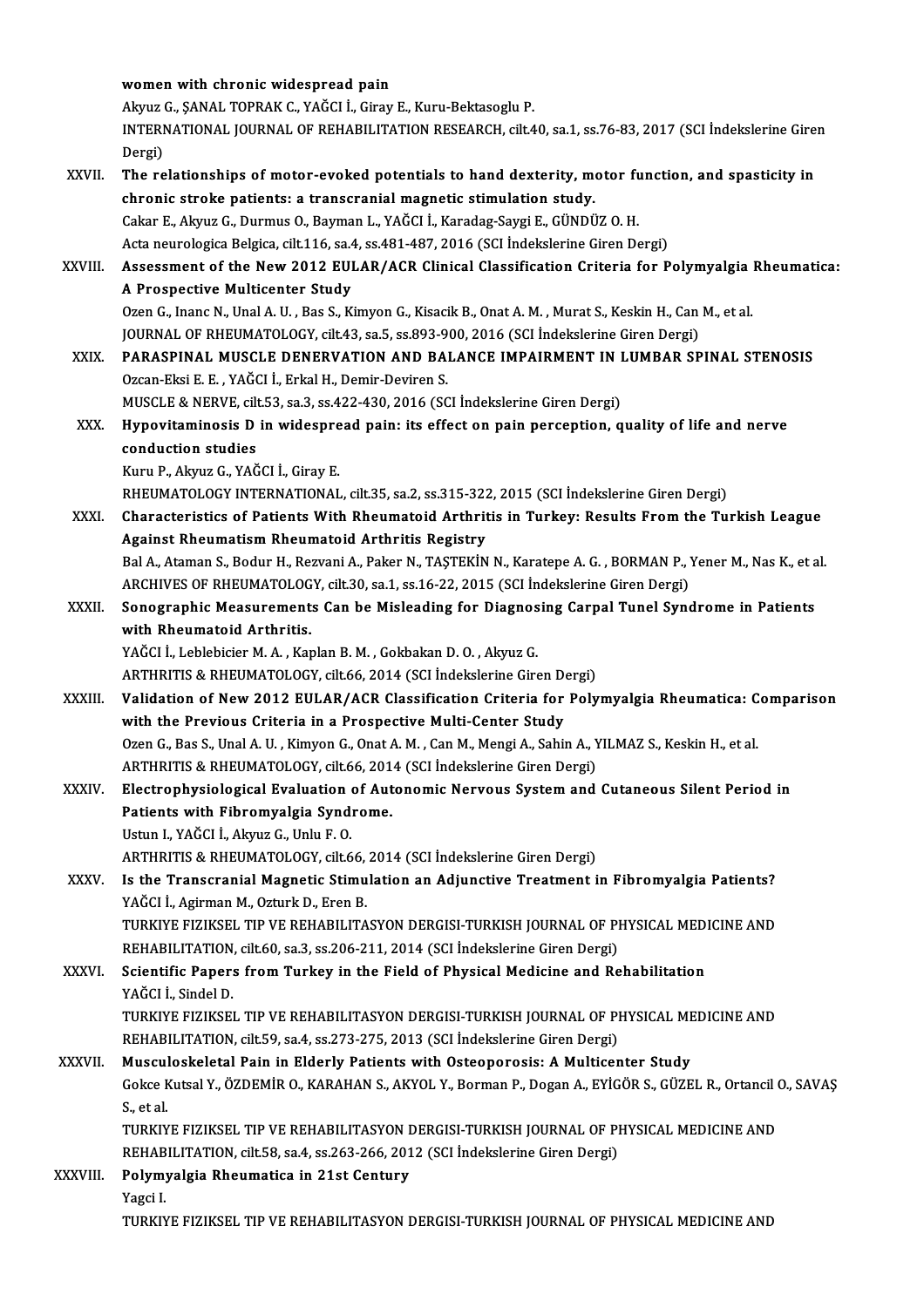women with chronic widespread pain

Akyuz G., ŞANAL TOPRAK C., YAĞCI İ., Giray E., Kuru-Bektasoglu P.

INTERNATIONAL JOURNAL OF REHABILITATION RESEARCH, cilt.40, sa.1, ss.76-83, 2017 (SCI İndekslerine Giren Dergi)

XXVII. **The relationships of motor-evoked potentials to hand dexterity, motor function, and spasticity in chronic stroke patients: a transcranial magnetic stimulation study.**

Cakar E., Akyuz G., Durmus O., Bayman L., YAĞCI İ., Karadag-Saygi E., GÜNDÜZ O. H.

Acta neurologica Belgica, cilt.116, sa.4, ss.481-487, 2016 (SCI İndekslerine Giren Dergi)

XXVIII. **Assessment of the New 2012 EULAR/ACR Clinical Classification Criteria for Polymyalgia Rheumatica: A Prospective Multicenter Study**

Ozen G., Inanc N., Unal A. U. , Bas S., Kimyon G., Kisacik B., Onat A. M. , Murat S., Keskin H., Can M., et al.

JOURNAL OF RHEUMATOLOGY, cilt.43, sa.5, ss.893-900, 2016 (SCI İndekslerine Giren Dergi)

XXIX. **PARASPINAL MUSCLE DENERVATION AND BALANCE IMPAIRMENT IN LUMBAR SPINAL STENOSIS**

Ozcan-Eksi E. E. , YAĞCI İ., Erkal H., Demir-Deviren S.

MUSCLE & NERVE, cilt.53, sa.3, ss.422-430, 2016 (SCI İndekslerine Giren Dergi)

XXX. **Hypovitaminosis D in widespread pain: its effect on pain perception, quality of life and nerve conduction studies**

Kuru P., Akyuz G., YAĞCI İ., Giray E.

RHEUMATOLOGY INTERNATIONAL, cilt.35, sa.2, ss.315-322, 2015 (SCI İndekslerine Giren Dergi)

XXXI. **Characteristics of Patients With Rheumatoid Arthritis in Turkey: Results From the Turkish League Against Rheumatism Rheumatoid Arthritis Registry**

Bal A., Ataman S., Bodur H., Rezvani A., Paker N., TAŞTEKİN N., Karatepe A. G. , BORMAN P., Yener M., Nas K., et al.

ARCHIVES OF RHEUMATOLOGY, cilt.30, sa.1, ss.16-22, 2015 (SCI İndekslerine Giren Dergi)

XXXII. **Sonographic Measurements Can be Misleading for Diagnosing Carpal Tunel Syndrome in Patients with Rheumatoid Arthritis.**

YAĞCI İ., Leblebicier M. A. , Kaplan B. M. , Gokbakan D. O. , Akyuz G.

ARTHRITIS & RHEUMATOLOGY, cilt.66, 2014 (SCI İndekslerine Giren Dergi)

XXXIII. **Validation of New 2012 EULAR/ACR Classification Criteria for Polymyalgia Rheumatica: Comparison with the Previous Criteria in a Prospective Multi-Center Study**

Ozen G., Bas S., Unal A. U. , Kimyon G., Onat A. M. , Can M., Mengi A., Sahin A., YILMAZ S., Keskin H., et al.

ARTHRITIS & RHEUMATOLOGY, cilt.66, 2014 (SCI İndekslerine Giren Dergi)

XXXIV. **Electrophysiological Evaluation of Autonomic Nervous System and Cutaneous Silent Period in Patients with Fibromyalgia Syndrome.**

Ustun I., YAĞCI İ., Akyuz G., Unlu F. O.

ARTHRITIS & RHEUMATOLOGY, cilt.66, 2014 (SCI İndekslerine Giren Dergi)

XXXV. **Is the Transcranial Magnetic Stimulation an Adjunctive Treatment in Fibromyalgia Patients?**

YAĞCI İ., Agirman M., Ozturk D., Eren B.

TURKIYE FIZIKSEL TIP VE REHABILITASYON DERGISI-TURKISH JOURNAL OF PHYSICAL MEDICINE AND REHABILITATION, cilt.60, sa.3, ss.206-211, 2014 (SCI İndekslerine Giren Dergi)

XXXVI. **Scientific Papers from Turkey in the Field of Physical Medicine and Rehabilitation**

YAĞCI İ., Sindel D.

TURKIYE FIZIKSEL TIP VE REHABILITASYON DERGISI-TURKISH JOURNAL OF PHYSICAL MEDICINE AND REHABILITATION, cilt.59, sa.4, ss.273-275, 2013 (SCI İndekslerine Giren Dergi)

XXXVII. **Musculoskeletal Pain in Elderly Patients with Osteoporosis: A Multicenter Study**

Gokce Kutsal Y., ÖZDEMİR O., KARAHAN S., AKYOL Y., Borman P., Dogan A., EYİGÖR S., GÜZEL R., Ortancil O., SAVAŞ S., et al.

TURKIYE FIZIKSEL TIP VE REHABILITASYON DERGISI-TURKISH JOURNAL OF PHYSICAL MEDICINE AND REHABILITATION, cilt.58, sa.4, ss.263-266, 2012 (SCI İndekslerine Giren Dergi)

XXXVIII. **Polymyalgia Rheumatica in 21st Century**

Yagci I.

TURKIYE FIZIKSEL TIP VE REHABILITASYON DERGISI-TURKISH JOURNAL OF PHYSICAL MEDICINE AND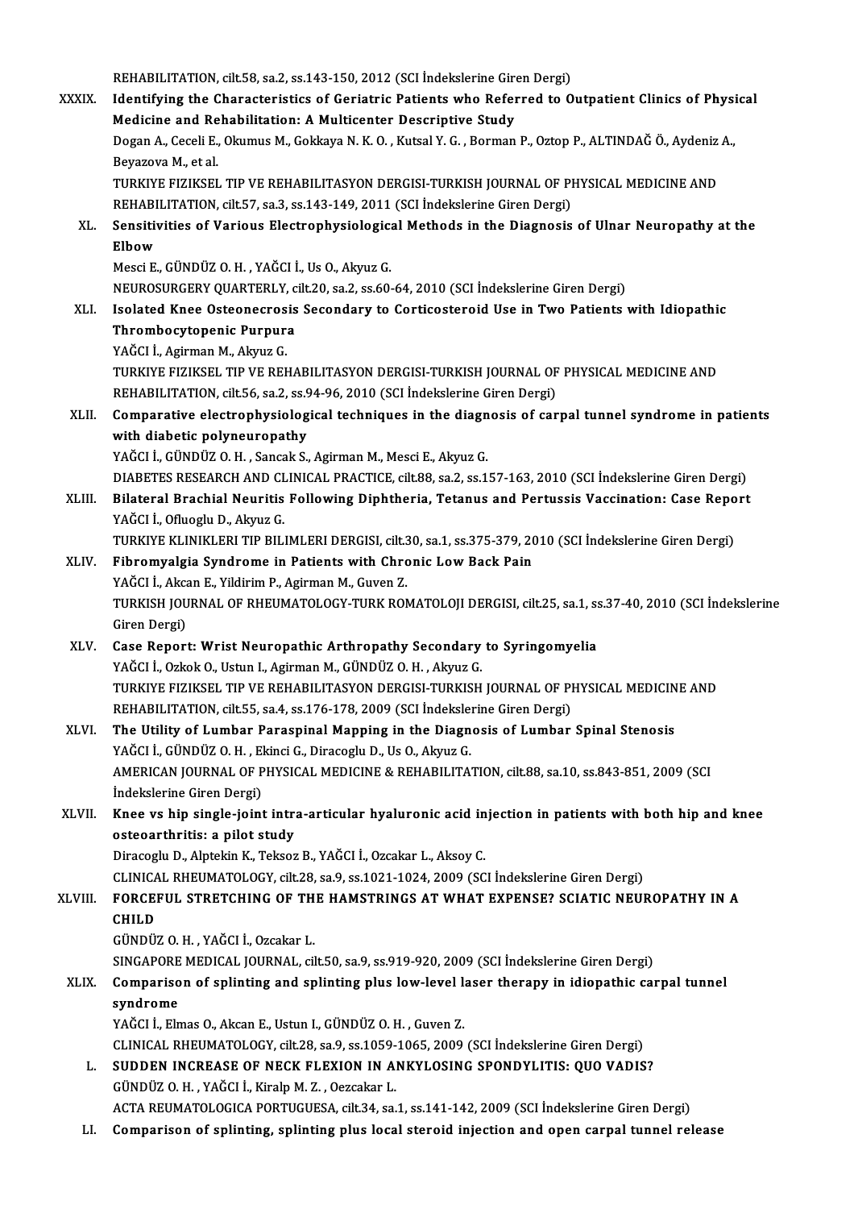REHABILITATION, cilt.58, sa.2, ss.143-150, 2012 (SCI İndekslerine Giren Dergi)

XXXIX. **Identifying the Characteristics of Geriatric Patients who Referred to Outpatient Clinics of Physical Medicine and Rehabilitation: A Multicenter Descriptive Study**
Dogan A., Ceceli E., Okumus M., Gokkaya N. K. O. , Kutsal Y. G. , Borman P., Oztop P., ALTINDAĞ Ö., Aydeniz A., Beyazova M., et al.
TURKIYE FIZIKSEL TIP VE REHABILITASYON DERGISI-TURKISH JOURNAL OF PHYSICAL MEDICINE AND REHABILITATION, cilt.57, sa.3, ss.143-149, 2011 (SCI İndekslerine Giren Dergi)

XL. **Sensitivities of Various Electrophysiological Methods in the Diagnosis of Ulnar Neuropathy at the Elbow**
Mesci E., GÜNDÜZ O. H. , YAĞCI İ., Us O., Akyuz G.
NEUROSURGERY QUARTERLY, cilt.20, sa.2, ss.60-64, 2010 (SCI İndekslerine Giren Dergi)

XLI. **Isolated Knee Osteonecrosis Secondary to Corticosteroid Use in Two Patients with Idiopathic Thrombocytopenic Purpura**
YAĞCI İ., Agirman M., Akyuz G.
TURKIYE FIZIKSEL TIP VE REHABILITASYON DERGISI-TURKISH JOURNAL OF PHYSICAL MEDICINE AND REHABILITATION, cilt.56, sa.2, ss.94-96, 2010 (SCI İndekslerine Giren Dergi)

XLII. **Comparative electrophysiological techniques in the diagnosis of carpal tunnel syndrome in patients with diabetic polyneuropathy**
YAĞCI İ., GÜNDÜZ O. H. , Sancak S., Agirman M., Mesci E., Akyuz G.
DIABETES RESEARCH AND CLINICAL PRACTICE, cilt.88, sa.2, ss.157-163, 2010 (SCI İndekslerine Giren Dergi)

XLIII. **Bilateral Brachial Neuritis Following Diphtheria, Tetanus and Pertussis Vaccination: Case Report**
YAĞCI İ., Ofluoglu D., Akyuz G.
TURKIYE KLINIKLERI TIP BILIMLERI DERGISI, cilt.30, sa.1, ss.375-379, 2010 (SCI İndekslerine Giren Dergi)

XLIV. **Fibromyalgia Syndrome in Patients with Chronic Low Back Pain**
YAĞCI İ., Akcan E., Yildirim P., Agirman M., Guven Z.
TURKISH JOURNAL OF RHEUMATOLOGY-TURK ROMATOLOJI DERGISI, cilt.25, sa.1, ss.37-40, 2010 (SCI İndekslerine Giren Dergi)

XLV. **Case Report: Wrist Neuropathic Arthropathy Secondary to Syringomyelia**
YAĞCI İ., Ozkok O., Ustun I., Agirman M., GÜNDÜZ O. H. , Akyuz G.
TURKIYE FIZIKSEL TIP VE REHABILITASYON DERGISI-TURKISH JOURNAL OF PHYSICAL MEDICINE AND REHABILITATION, cilt.55, sa.4, ss.176-178, 2009 (SCI İndekslerine Giren Dergi)

XLVI. **The Utility of Lumbar Paraspinal Mapping in the Diagnosis of Lumbar Spinal Stenosis**
YAĞCI İ., GÜNDÜZ O. H. , Ekinci G., Diracoglu D., Us O., Akyuz G.
AMERICAN JOURNAL OF PHYSICAL MEDICINE & REHABILITATION, cilt.88, sa.10, ss.843-851, 2009 (SCI İndekslerine Giren Dergi)

XLVII. **Knee vs hip single-joint intra-articular hyaluronic acid injection in patients with both hip and knee osteoarthritis: a pilot study**
Diracoglu D., Alptekin K., Teksoz B., YAĞCI İ., Ozcakar L., Aksoy C.
CLINICAL RHEUMATOLOGY, cilt.28, sa.9, ss.1021-1024, 2009 (SCI İndekslerine Giren Dergi)

XLVIII. **FORCEFUL STRETCHING OF THE HAMSTRINGS AT WHAT EXPENSE? SCIATIC NEUROPATHY IN A CHILD**
GÜNDÜZ O. H. , YAĞCI İ., Ozcakar L.
SINGAPORE MEDICAL JOURNAL, cilt.50, sa.9, ss.919-920, 2009 (SCI İndekslerine Giren Dergi)

XLIX. **Comparison of splinting and splinting plus low-level laser therapy in idiopathic carpal tunnel syndrome**
YAĞCI İ., Elmas O., Akcan E., Ustun I., GÜNDÜZ O. H. , Guven Z.
CLINICAL RHEUMATOLOGY, cilt.28, sa.9, ss.1059-1065, 2009 (SCI İndekslerine Giren Dergi)

L. **SUDDEN INCREASE OF NECK FLEXION IN ANKYLOSING SPONDYLITIS: QUO VADIS?**
GÜNDÜZ O. H. , YAĞCI İ., Kiralp M. Z. , Oezcakar L.
ACTA REUMATOLOGICA PORTUGUESA, cilt.34, sa.1, ss.141-142, 2009 (SCI İndekslerine Giren Dergi)

LI. **Comparison of splinting, splinting plus local steroid injection and open carpal tunnel release**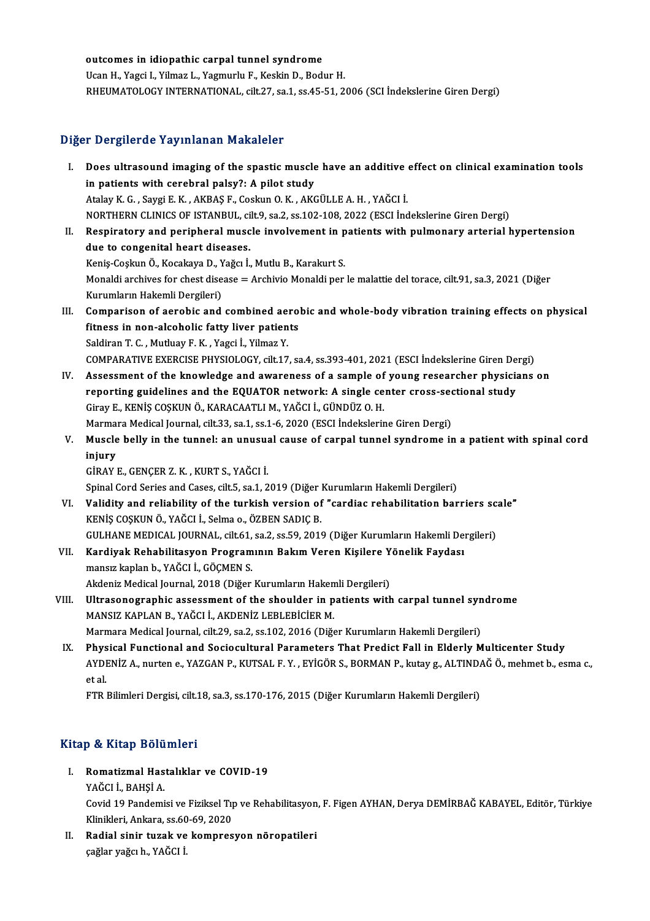outcomes in idiopathic carpal tunnel syndrome
Ucan H., Yagci I., Yilmaz L., Yagmurlu F., Keskin D., Bodur H.
RHEUMATOLOGY INTERNATIONAL, cilt.27, sa.1, ss.45-51, 2006 (SCI İndekslerine Giren Dergi)

## Diğer Dergilerde Yayınlanan Makaleler

I. **Does ultrasound imaging of the spastic muscle have an additive effect on clinical examination tools in patients with cerebral palsy?: A pilot study**
Atalay K. G. , Saygi E. K. , AKBAŞ F., Coskun O. K. , AKGÜLLE A. H. , YAĞCI İ.
NORTHERN CLINICS OF ISTANBUL, cilt.9, sa.2, ss.102-108, 2022 (ESCI İndekslerine Giren Dergi)

II. **Respiratory and peripheral muscle involvement in patients with pulmonary arterial hypertension due to congenital heart diseases.**
Keniş-Coşkun Ö., Kocakaya D., Yağcı İ., Mutlu B., Karakurt S.
Monaldi archives for chest disease = Archivio Monaldi per le malattie del torace, cilt.91, sa.3, 2021 (Diğer Kurumların Hakemli Dergileri)

III. **Comparison of aerobic and combined aerobic and whole-body vibration training effects on physical fitness in non-alcoholic fatty liver patients**
Saldiran T. C. , Mutluay F. K. , Yagci İ., Yilmaz Y.
COMPARATIVE EXERCISE PHYSIOLOGY, cilt.17, sa.4, ss.393-401, 2021 (ESCI İndekslerine Giren Dergi)

IV. **Assessment of the knowledge and awareness of a sample of young researcher physicians on reporting guidelines and the EQUATOR network: A single center cross-sectional study**
Giray E., KENİŞ COŞKUN Ö., KARACAATLI M., YAĞCI İ., GÜNDÜZ O. H.
Marmara Medical Journal, cilt.33, sa.1, ss.1-6, 2020 (ESCI İndekslerine Giren Dergi)

V. **Muscle belly in the tunnel: an unusual cause of carpal tunnel syndrome in a patient with spinal cord injury**
GİRAY E., GENÇER Z. K. , KURT S., YAĞCI İ.
Spinal Cord Series and Cases, cilt.5, sa.1, 2019 (Diğer Kurumların Hakemli Dergileri)

VI. **Validity and reliability of the turkish version of "cardiac rehabilitation barriers scale"**
KENİŞ COŞKUN Ö., YAĞCI İ., Selma o., ÖZBEN SADIÇ B.
GULHANE MEDICAL JOURNAL, cilt.61, sa.2, ss.59, 2019 (Diğer Kurumların Hakemli Dergileri)

VII. **Kardiyak Rehabilitasyon Programının Bakım Veren Kişilere Yönelik Faydası**
mansız kaplan b., YAĞCI İ., GÖÇMEN S.
Akdeniz Medical Journal, 2018 (Diğer Kurumların Hakemli Dergileri)

VIII. **Ultrasonographic assessment of the shoulder in patients with carpal tunnel syndrome**
MANSIZ KAPLAN B., YAĞCI İ., AKDENİZ LEBLEBİCİER M.
Marmara Medical Journal, cilt.29, sa.2, ss.102, 2016 (Diğer Kurumların Hakemli Dergileri)

IX. **Physical Functional and Sociocultural Parameters That Predict Fall in Elderly Multicenter Study**
AYDENİZ A., nurten e., YAZGAN P., KUTSAL F. Y. , EYİGÖR S., BORMAN P., kutay g., ALTINDAĞ Ö., mehmet b., esma c., et al.
FTR Bilimleri Dergisi, cilt.18, sa.3, ss.170-176, 2015 (Diğer Kurumların Hakemli Dergileri)

## Kitap & Kitap Bölümleri

I. **Romatizmal Hastalıklar ve COVID-19**
YAĞCI İ., BAHŞİ A.
Covid 19 Pandemisi ve Fiziksel Tıp ve Rehabilitasyon, F. Figen AYHAN, Derya DEMİRBAĞ KABAYEL, Editör, Türkiye Klinikleri, Ankara, ss.60-69, 2020

II. **Radial sinir tuzak ve kompresyon nöropatileri**
çağlar yağcı h., YAĞCI İ.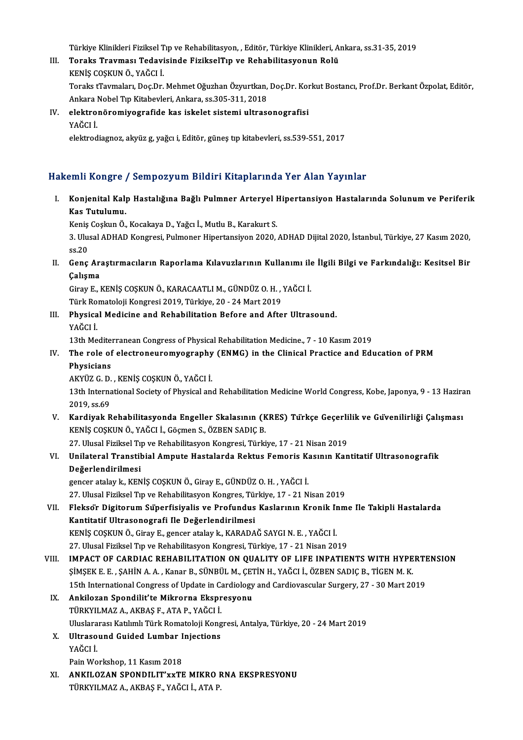Türkiye Klinikleri Fiziksel Tıp ve Rehabilitasyon, , Editör, Türkiye Klinikleri, Ankara, ss.31-35, 2019

III. **Toraks Travması Tedavisinde FizikselTıp ve Rehabilitasyonun Rolü**
KENİŞ COŞKUN Ö., YAĞCI İ.
Toraks tTavmaları, Doç.Dr. Mehmet Oğuzhan Özyurtkan, Doç.Dr. Korkut Bostancı, Prof.Dr. Berkant Özpolat, Editör, Ankara Nobel Tıp Kitabevleri, Ankara, ss.305-311, 2018

IV. **elektronöromiyografide kas iskelet sistemi ultrasonografisi**
YAĞCI İ.
elektrodiagnoz, akyüz g, yağcı i, Editör, güneş tıp kitabevleri, ss.539-551, 2017

## Hakemli Kongre / Sempozyum Bildiri Kitaplarında Yer Alan Yayınlar

I. **Konjenital Kalp Hastalığına Bağlı Pulmner Arteryel Hipertansiyon Hastalarında Solunum ve Periferik Kas Tutulumu.**
Keniş Coşkun Ö., Kocakaya D., Yağcı İ., Mutlu B., Karakurt S.
3. Ulusal ADHAD Kongresi, Pulmoner Hipertansiyon 2020, ADHAD Dijital 2020, İstanbul, Türkiye, 27 Kasım 2020, ss.20

II. **Genç Araştırmacıların Raporlama Kılavuzlarının Kullanımı ile İlgili Bilgi ve Farkındalığı: Kesitsel Bir Çalışma**
Giray E., KENİŞ COŞKUN Ö., KARACAATLI M., GÜNDÜZ O. H. , YAĞCI İ.
Türk Romatoloji Kongresi 2019, Türkiye, 20 - 24 Mart 2019

III. **Physical Medicine and Rehabilitation Before and After Ultrasound.**
YAĞCI İ.
13th Mediterranean Congress of Physical Rehabilitation Medicine., 7 - 10 Kasım 2019

IV. **The role of electroneuromyography (ENMG) in the Clinical Practice and Education of PRM Physicians**
AKYÜZ G. D. , KENİŞ COŞKUN Ö., YAĞCI İ.
13th International Society of Physical and Rehabilitation Medicine World Congress, Kobe, Japonya, 9 - 13 Haziran 2019, ss.69

V. **Kardiyak Rehabilitasyonda Engeller Skalasının (KRES) Türkçe Geçerlilik ve Güvenilirliği Çalışması**
KENİŞ COŞKUN Ö., YAĞCI İ., Göçmen S., ÖZBEN SADIÇ B.
27. Ulusal Fiziksel Tıp ve Rehabilitasyon Kongresi, Türkiye, 17 - 21 Nisan 2019

VI. **Unilateral Transtibial Ampute Hastalarda Rektus Femoris Kasının Kantitatif Ultrasonografik Değerlendirilmesi**
gencer atalay k., KENİŞ COŞKUN Ö., Giray E., GÜNDÜZ O. H. , YAĞCI İ.
27. Ulusal Fiziksel Tıp ve Rehabilitasyon Kongres, Türkiye, 17 - 21 Nisan 2019

VII. **Fleksör Digitorum Süperfisiyalis ve Profundus Kaslarının Kronik Inme Ile Takipli Hastalarda Kantitatif Ultrasonografi Ile Değerlendirilmesi**
KENİŞ COŞKUN Ö., Giray E., gencer atalay k., KARADAĞ SAYGI N. E. , YAĞCI İ.
27. Ulusal Fiziksel Tıp ve Rehabilitasyon Kongresi, Türkiye, 17 - 21 Nisan 2019

VIII. **IMPACT OF CARDIAC REHABILITATION ON QUALITY OF LIFE INPATIENTS WITH HYPERTENSION**
ŞİMŞEK E. E. , ŞAHİN A. A. , Kanar B., SÜNBÜL M., ÇETİN H., YAĞCI İ., ÖZBEN SADIÇ B., TİGEN M. K.
15th International Congress of Update in Cardiology and Cardiovascular Surgery, 27 - 30 Mart 2019

IX. **Ankilozan Spondilit'te Mikrorna Ekspresyonu**
TÜRKYILMAZ A., AKBAŞ F., ATA P., YAĞCI İ.
Uluslararası Katılımlı Türk Romatoloji Kongresi, Antalya, Türkiye, 20 - 24 Mart 2019

X. **Ultrasound Guided Lumbar Injections**
YAĞCI İ.
Pain Workshop, 11 Kasım 2018

XI. **ANKILOZAN SPONDILIT'xxTE MIKRO RNA EKSPRESYONU**
TÜRKYILMAZ A., AKBAŞ F., YAĞCI İ., ATA P.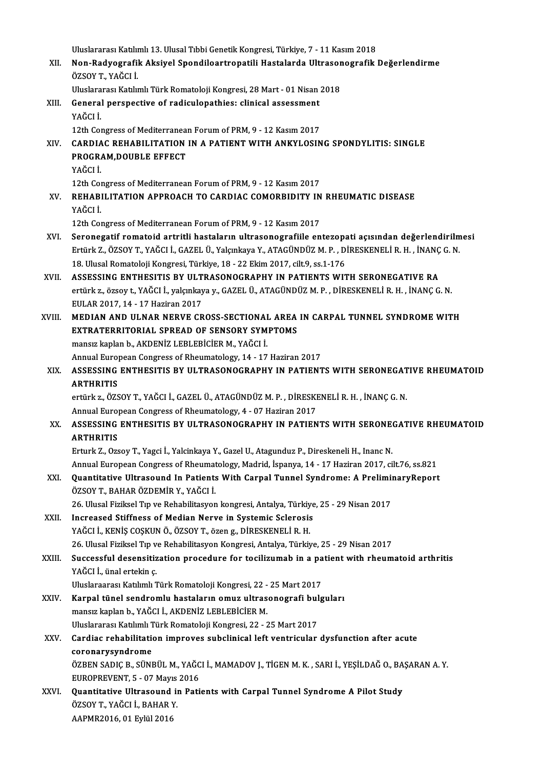Uluslararası Katılımlı 13. Ulusal Tıbbi Genetik Kongresi, Türkiye, 7 - 11 Kasım 2018

XII. **Non-Radyografik Aksiyel Spondiloartropatili Hastalarda Ultrasonografik Değerlendirme**
ÖZSOY T., YAĞCI İ.
Uluslararası Katılımlı Türk Romatoloji Kongresi, 28 Mart - 01 Nisan 2018

XIII. **General perspective of radiculopathies: clinical assessment**
YAĞCI İ.
12th Congress of Mediterranean Forum of PRM, 9 - 12 Kasım 2017

XIV. **CARDIAC REHABILITATION IN A PATIENT WITH ANKYLOSING SPONDYLITIS: SINGLE PROGRAM,DOUBLE EFFECT**
YAĞCI İ.
12th Congress of Mediterranean Forum of PRM, 9 - 12 Kasım 2017

XV. **REHABILITATION APPROACH TO CARDIAC COMORBIDITY IN RHEUMATIC DISEASE**
YAĞCI İ.
12th Congress of Mediterranean Forum of PRM, 9 - 12 Kasım 2017

XVI. **Seronegatif romatoid artritli hastaların ultrasonografiile entezopati açısından değerlendirilmesi**
Ertürk Z., ÖZSOY T., YAĞCI İ., GAZEL Ü., Yalçınkaya Y., ATAGÜNDÜZ M. P. , DİRESKENELİ R. H. , İNANÇ G. N.
18. Ulusal Romatoloji Kongresi, Türkiye, 18 - 22 Ekim 2017, cilt.9, ss.1-176

XVII. **ASSESSING ENTHESITIS BY ULTRASONOGRAPHY IN PATIENTS WITH SERONEGATIVE RA**
ertürk z., özsoy t., YAĞCI İ., yalçınkaya y., GAZEL Ü., ATAGÜNDÜZ M. P. , DİRESKENELİ R. H. , İNANÇ G. N.
EULAR 2017, 14 - 17 Haziran 2017

XVIII. **MEDIAN AND ULNAR NERVE CROSS-SECTIONAL AREA IN CARPAL TUNNEL SYNDROME WITH EXTRATERRITORIAL SPREAD OF SENSORY SYMPTOMS**
mansız kaplan b., AKDENİZ LEBLEBİCİER M., YAĞCI İ.
Annual European Congress of Rheumatology, 14 - 17 Haziran 2017

XIX. **ASSESSING ENTHESITIS BY ULTRASONOGRAPHY IN PATIENTS WITH SERONEGATIVE RHEUMATOID ARTHRITIS**
ertürk z., ÖZSOY T., YAĞCI İ., GAZEL Ü., ATAGÜNDÜZ M. P. , DİRESKENELİ R. H. , İNANÇ G. N.
Annual European Congress of Rheumatology, 4 - 07 Haziran 2017

XX. **ASSESSING ENTHESITIS BY ULTRASONOGRAPHY IN PATIENTS WITH SERONEGATIVE RHEUMATOID ARTHRITIS**
Erturk Z., Ozsoy T., Yagci İ., Yalcinkaya Y., Gazel U., Atagunduz P., Direskeneli H., Inanc N.
Annual European Congress of Rheumatology, Madrid, İspanya, 14 - 17 Haziran 2017, cilt.76, ss.821

XXI. **Quantitative Ultrasound In Patients With Carpal Tunnel Syndrome: A PreliminaryReport**
ÖZSOY T., BAHAR ÖZDEMİR Y., YAĞCI İ.
26. Ulusal Fiziksel Tıp ve Rehabilitasyon kongresi, Antalya, Türkiye, 25 - 29 Nisan 2017

XXII. **Increased Stiffness of Median Nerve in Systemic Sclerosis**
YAĞCI İ., KENİŞ COŞKUN Ö., ÖZSOY T., özen g., DİRESKENELİ R. H.
26. Ulusal Fiziksel Tıp ve Rehabilitasyon Kongresi, Antalya, Türkiye, 25 - 29 Nisan 2017

XXIII. **Successful desensitization procedure for tocilizumab in a patient with rheumatoid arthritis**
YAĞCI İ., ünal ertekin ç.
Uluslararaası Katılımlı Türk Romatoloji Kongresi, 22 - 25 Mart 2017

XXIV. **Karpal tünel sendromlu hastaların omuz ultrasonografi bulguları**
mansız kaplan b., YAĞCI İ., AKDENİZ LEBLEBİCİER M.
Uluslararası Katılımlı Türk Romatoloji Kongresi, 22 - 25 Mart 2017

XXV. **Cardiac rehabilitation improves subclinical left ventricular dysfunction after acute coronarysyndrome**
ÖZBEN SADIÇ B., SÜNBÜL M., YAĞCI İ., MAMADOV J., TİGEN M. K. , SARI İ., YEŞİLDAĞ O., BAŞARAN A. Y.
EUROPREVENT, 5 - 07 Mayıs 2016

XXVI. **Quantitative Ultrasound in Patients with Carpal Tunnel Syndrome A Pilot Study**
ÖZSOY T., YAĞCI İ., BAHAR Y.
AAPMR2016, 01 Eylül 2016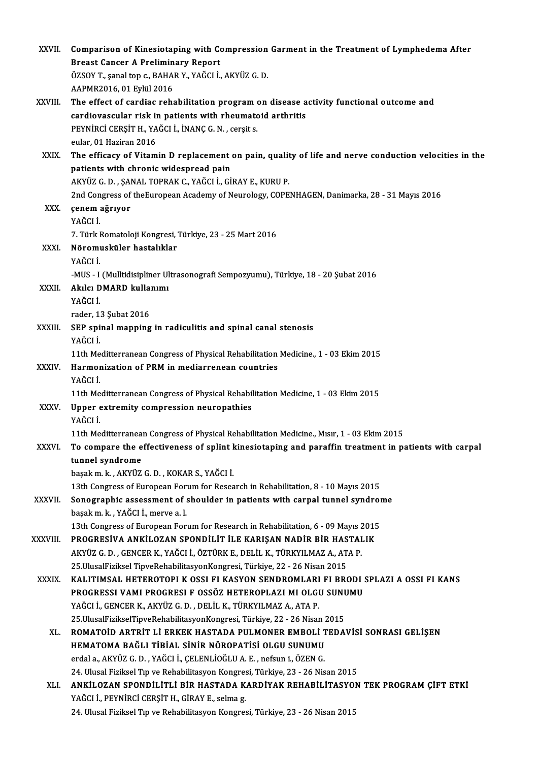XXVII. **Comparison of Kinesiotaping with Compression Garment in the Treatment of Lymphedema After Breast Cancer A Preliminary Report**
ÖZSOY T., şanal top c., BAHAR Y., YAĞCI İ., AKYÜZ G. D.
AAPMR2016, 01 Eylül 2016

XXVIII. **The effect of cardiac rehabilitation program on disease activity functional outcome and cardiovascular risk in patients with rheumatoid arthritis**
PEYNİRCİ CERŞİT H., YAĞCI İ., İNANÇ G. N. , cerşit s.
eular, 01 Haziran 2016

XXIX. **The efficacy of Vitamin D replacement on pain, quality of life and nerve conduction velocities in the patients with chronic widespread pain**
AKYÜZ G. D. , ŞANAL TOPRAK C., YAĞCI İ., GİRAY E., KURU P.
2nd Congress of theEuropean Academy of Neurology, COPENHAGEN, Danimarka, 28 - 31 Mayıs 2016

XXX. **çenem ağrıyor**
YAĞCI İ.
7. Türk Romatoloji Kongresi, Türkiye, 23 - 25 Mart 2016

XXXI. **Nöromusküler hastalıklar**
YAĞCI İ.
-MUS - I (Mulltidisipliner Ultrasonografi Sempozyumu), Türkiye, 18 - 20 Şubat 2016

XXXII. **Akılcı DMARD kullanımı**
YAĞCI İ.
rader, 13 Şubat 2016

XXXIII. **SEP spinal mapping in radiculitis and spinal canal stenosis**
YAĞCI İ.
11th Meditterranean Congress of Physical Rehabilitation Medicine., 1 - 03 Ekim 2015

XXXIV. **Harmonization of PRM in mediarrenean countries**
YAĞCI İ.
11th Meditterranean Congress of Physical Rehabilitation Medicine, 1 - 03 Ekim 2015

XXXV. **Upper extremity compression neuropathies**
YAĞCI İ.
11th Meditterranean Congress of Physical Rehabilitation Medicine., Mısır, 1 - 03 Ekim 2015

XXXVI. **To compare the effectiveness of splint kinesiotaping and paraffin treatment in patients with carpal tunnel syndrome**
başak m. k. , AKYÜZ G. D. , KOKAR S., YAĞCI İ.
13th Congress of European Forum for Research in Rehabilitation, 8 - 10 Mayıs 2015

XXXVII. **Sonographic assessment of shoulder in patients with carpal tunnel syndrome**
başak m. k. , YAĞCI İ., merve a. l.
13th Congress of European Forum for Research in Rehabilitation, 6 - 09 Mayıs 2015

XXXVIII. **PROGRESİVA ANKİLOZAN SPONDİLİT İLE KARIŞAN NADİR BİR HASTALIK**
AKYÜZ G. D. , GENCER K., YAĞCI İ., ÖZTÜRK E., DELİL K., TÜRKYILMAZ A., ATA P.
25.UlusalFiziksel TipveRehabilitasyonKongresi, Türkiye, 22 - 26 Nisan 2015

XXXIX. **KALITIMSAL HETEROTOPI K OSSI FI KASYON SENDROMLARI FI BRODI SPLAZI A OSSI FI KANS PROGRESSI VAMI PROGRESI F OSSÖZ HETEROPLAZI MI OLGU SUNUMU**
YAĞCI İ., GENCER K., AKYÜZ G. D. , DELİL K., TÜRKYILMAZ A., ATA P.
25.UlusalFizikselTipveRehabilitasyonKongresi, Türkiye, 22 - 26 Nisan 2015

XL. **ROMATOİD ARTRİT Lİ ERKEK HASTADA PULMONER EMBOLİ TEDAVİSİ SONRASI GELİŞEN HEMATOMA BAĞLI TİBİAL SİNİR NÖROPATİSİ OLGU SUNUMU**
erdal a., AKYÜZ G. D. , YAĞCI İ., ÇELENLİOĞLU A. E. , nefsun i., ÖZEN G.
24. Ulusal Fiziksel Tıp ve Rehabilitasyon Kongresi, Türkiye, 23 - 26 Nisan 2015

XLI. **ANKİLOZAN SPONDİLİTLİ BİR HASTADA KARDİYAK REHABİLİTASYON TEK PROGRAM ÇİFT ETKİ**
YAĞCI İ., PEYNİRCİ CERŞİT H., GİRAY E., selma g.
24. Ulusal Fiziksel Tıp ve Rehabilitasyon Kongresi, Türkiye, 23 - 26 Nisan 2015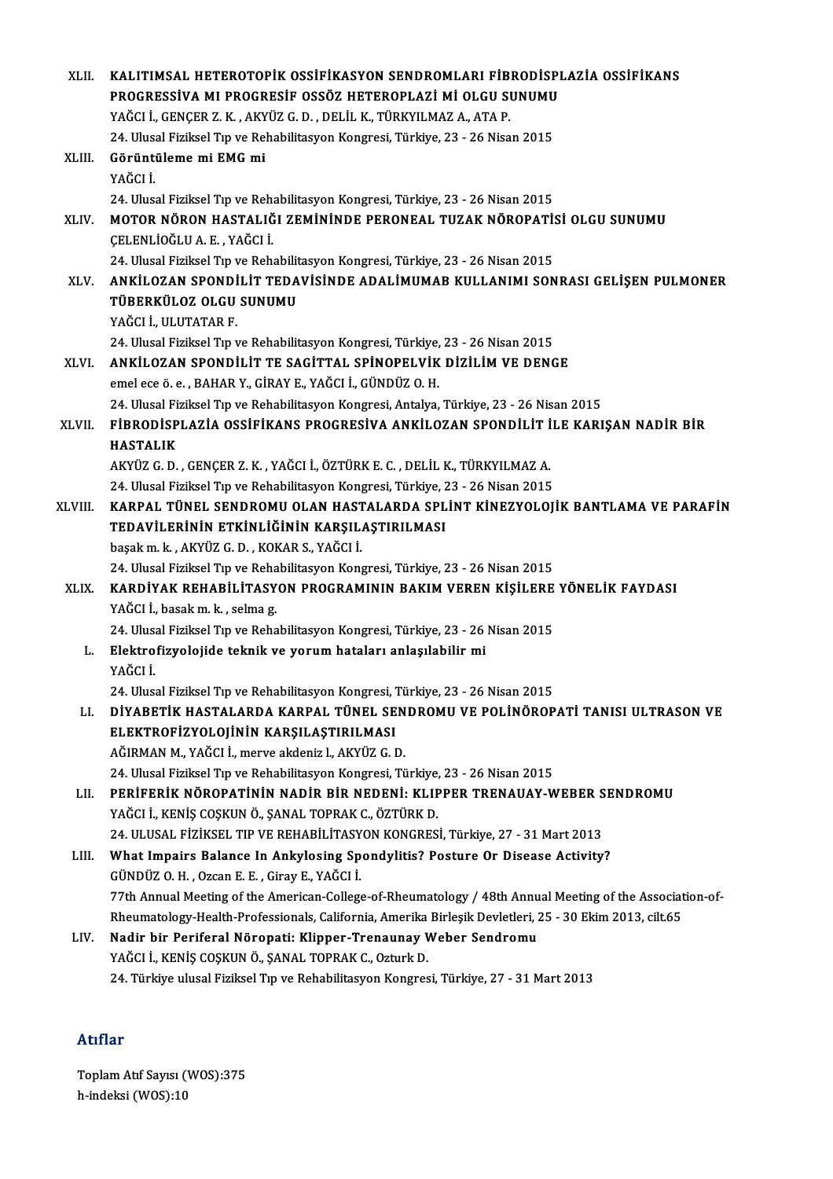XLII. **KALITIMSAL HETEROTOPİK OSSİFİKASYON SENDROMLARI FİBRODİSPLAZİA OSSİFİKANS PROGRESSİVA MI PROGRESİF OSSÖZ HETEROPLAZİ Mİ OLGU SUNUMU**
YAĞCI İ., GENÇER Z. K. , AKYÜZ G. D. , DELİL K., TÜRKYILMAZ A., ATA P.
24. Ulusal Fiziksel Tıp ve Rehabilitasyon Kongresi, Türkiye, 23 - 26 Nisan 2015

XLIII. **Görüntüleme mi EMG mi**
YAĞCI İ.
24. Ulusal Fiziksel Tıp ve Rehabilitasyon Kongresi, Türkiye, 23 - 26 Nisan 2015

XLIV. **MOTOR NÖRON HASTALIĞI ZEMİNİNDE PERONEAL TUZAK NÖROPATİSİ OLGU SUNUMU**
ÇELENLİOĞLU A. E. , YAĞCI İ.
24. Ulusal Fiziksel Tıp ve Rehabilitasyon Kongresi, Türkiye, 23 - 26 Nisan 2015

XLV. **ANKİLOZAN SPONDİLİT TEDAVİSİNDE ADALİMUMAB KULLANIMI SONRASI GELİŞEN PULMONER TÜBERKÜLOZ OLGU SUNUMU**
YAĞCI İ., ULUTATAR F.
24. Ulusal Fiziksel Tıp ve Rehabilitasyon Kongresi, Türkiye, 23 - 26 Nisan 2015

XLVI. **ANKİLOZAN SPONDİLİT TE SAGİTTAL SPİNOPELVİK DİZİLİM VE DENGE**
emel ece ö. e. , BAHAR Y., GİRAY E., YAĞCI İ., GÜNDÜZ O. H.
24. Ulusal Fiziksel Tıp ve Rehabilitasyon Kongresi, Antalya, Türkiye, 23 - 26 Nisan 2015

XLVII. **FİBRODİSPLAZİA OSSİFİKANS PROGRESİVA ANKİLOZAN SPONDİLİT İLE KARIŞAN NADİR BİR HASTALIK**
AKYÜZ G. D. , GENÇER Z. K. , YAĞCI İ., ÖZTÜRK E. C. , DELİL K., TÜRKYILMAZ A.
24. Ulusal Fiziksel Tıp ve Rehabilitasyon Kongresi, Türkiye, 23 - 26 Nisan 2015

XLVIII. **KARPAL TÜNEL SENDROMU OLAN HASTALARDA SPLİNT KİNEZYOLOJİK BANTLAMA VE PARAFİN TEDAVİLERİNİN ETKİNLİĞİNİN KARŞILAŞTIRILMASI**
başak m. k. , AKYÜZ G. D. , KOKAR S., YAĞCI İ.
24. Ulusal Fiziksel Tıp ve Rehabilitasyon Kongresi, Türkiye, 23 - 26 Nisan 2015

XLIX. **KARDİYAK REHABİLİTASYON PROGRAMININ BAKIM VEREN KİŞİLERE YÖNELİK FAYDASI**
YAĞCI İ., basak m. k. , selma g.
24. Ulusal Fiziksel Tıp ve Rehabilitasyon Kongresi, Türkiye, 23 - 26 Nisan 2015

L. **Elektrofizyolojide teknik ve yorum hataları anlaşılabilir mi**
YAĞCI İ.
24. Ulusal Fiziksel Tıp ve Rehabilitasyon Kongresi, Türkiye, 23 - 26 Nisan 2015

LI. **DİYABETİK HASTALARDA KARPAL TÜNEL SENDROMU VE POLİNÖROPATİ TANISI ULTRASON VE ELEKTROFİZYOLOJİNİN KARŞILAŞTIRILMASI**
AĞIRMAN M., YAĞCI İ., merve akdeniz l., AKYÜZ G. D.
24. Ulusal Fiziksel Tıp ve Rehabilitasyon Kongresi, Türkiye, 23 - 26 Nisan 2015

LII. **PERİFERİK NÖROPATİNİN NADİR BİR NEDENİ: KLIPPER TRENAUAY-WEBER SENDROMU**
YAĞCI İ., KENİŞ COŞKUN Ö., ŞANAL TOPRAK C., ÖZTÜRK D.
24. ULUSAL FİZİKSEL TIP VE REHABİLİTASYON KONGRESİ, Türkiye, 27 - 31 Mart 2013

LIII. **What Impairs Balance In Ankylosing Spondylitis? Posture Or Disease Activity?**
GÜNDÜZ O. H. , Ozcan E. E. , Giray E., YAĞCI İ.
77th Annual Meeting of the American-College-of-Rheumatology / 48th Annual Meeting of the Association-of-Rheumatology-Health-Professionals, California, Amerika Birleşik Devletleri, 25 - 30 Ekim 2013, cilt.65

LIV. **Nadir bir Periferal Nöropati: Klipper-Trenaunay Weber Sendromu**
YAĞCI İ., KENİŞ COŞKUN Ö., ŞANAL TOPRAK C., Ozturk D.
24. Türkiye ulusal Fiziksel Tıp ve Rehabilitasyon Kongresi, Türkiye, 27 - 31 Mart 2013

## Atıflar

Toplam Atıf Sayısı (WOS):375
h-indeksi (WOS):10